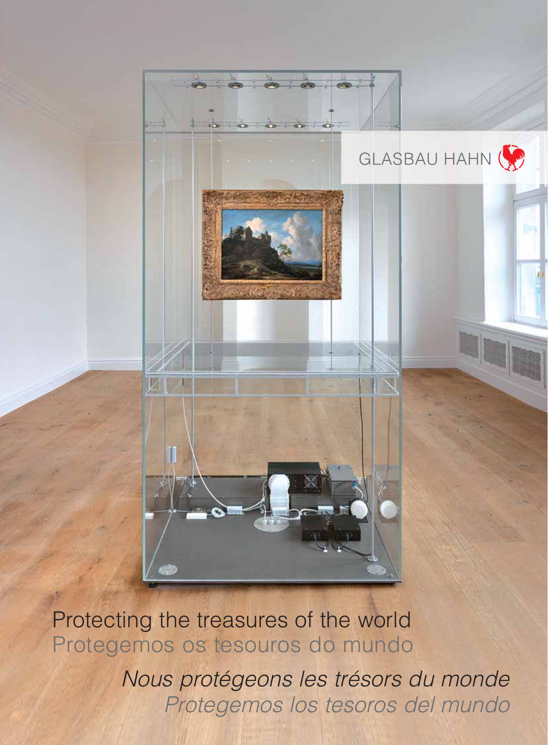GLASBAU HAHN

# Protecting the treasures of the world

Protegemos os tesouros do mundo

*Nous protégeons les trésors du monde*

*Protegemos los tesoros del mundo*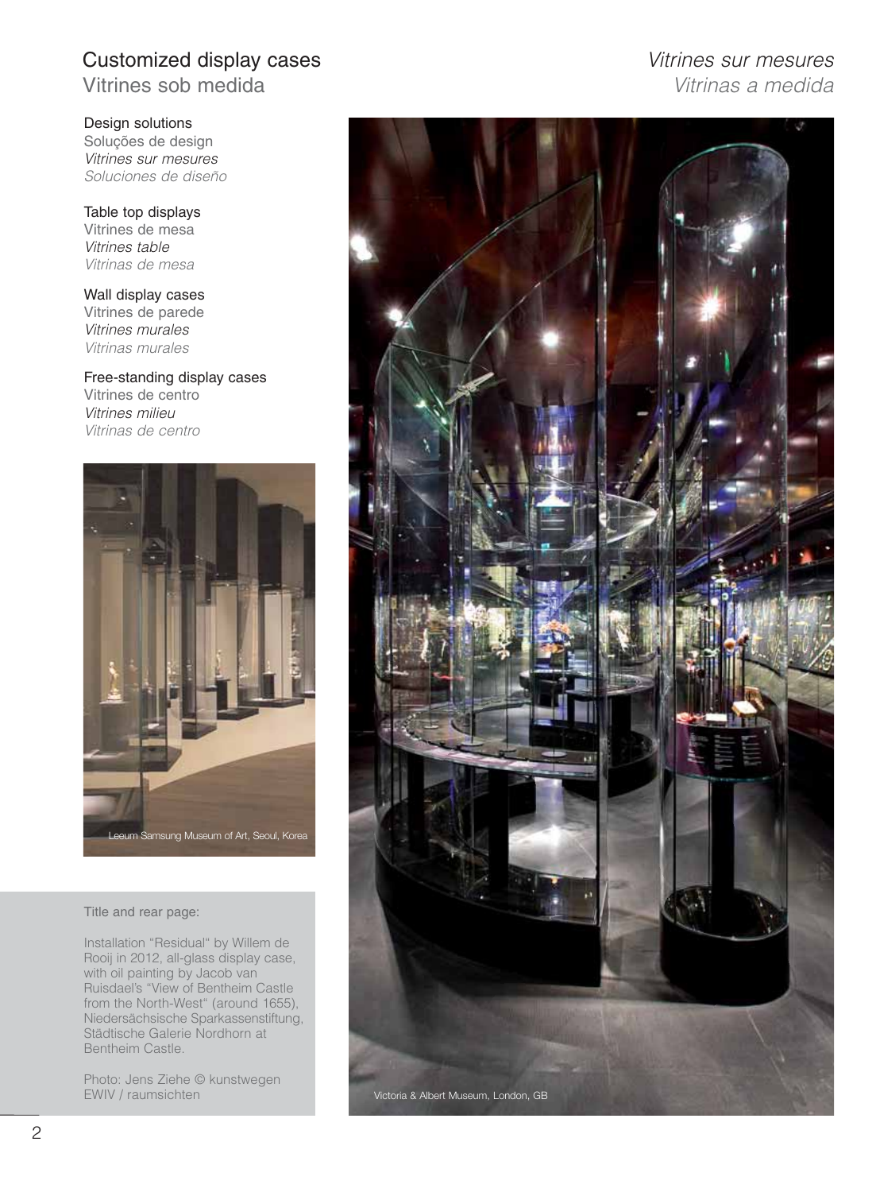# Customized display cases

Vitrines sob medida

*Vitrines sur mesures*

*Vitrinas a medida*

Design solutions
Soluções de design
*Vitrines sur mesures*
*Soluciones de diseño*

Table top displays
Vitrines de mesa
*Vitrines table*
*Vitrinas de mesa*

Wall display cases
Vitrines de parede
*Vitrines murales*
*Vitrinas murales*

Free-standing display cases
Vitrines de centro
*Vitrines milieu*
*Vitrinas de centro*

Leeum Samsung Museum of Art, Seoul, Korea

Title and rear page:

Installation "Residual" by Willem de Rooij in 2012, all-glass display case, with oil painting by Jacob van Ruisdael's "View of Bentheim Castle from the North-West" (around 1655), Niedersächsische Sparkassenstiftung, Städtische Galerie Nordhorn at Bentheim Castle.

Photo: Jens Ziehe © kunstwegen EWIV / raumsichten

Victoria & Albert Museum, London, GB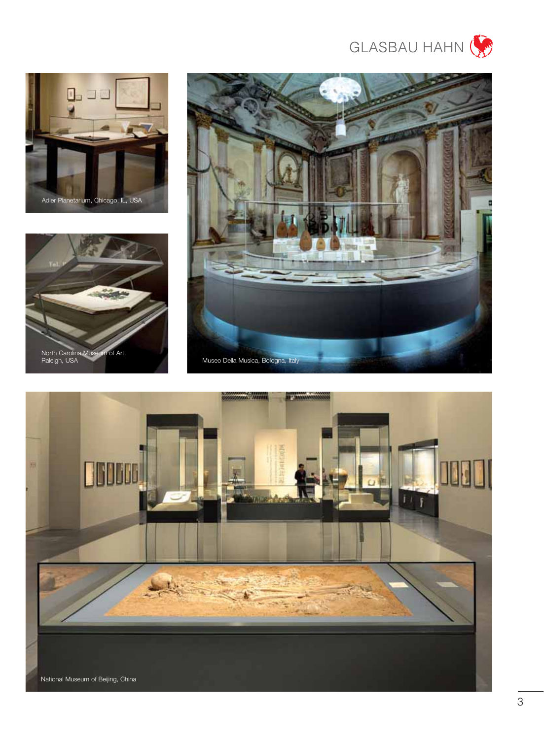Adler Planetarium, Chicago, IL, USA

North Carolina Museum of Art, Raleigh, USA

Museo Della Musica, Bologna, Italy

National Museum of Beijing, China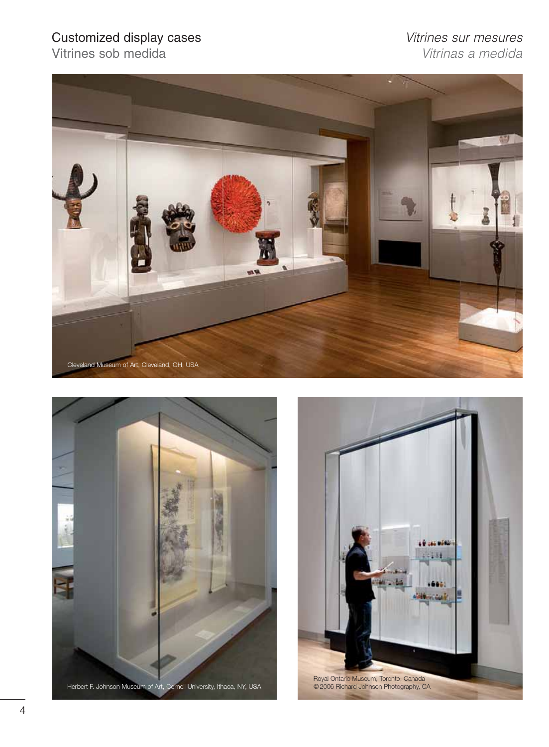# Customized display cases

## Vitrines sob medida

*Vitrines sur mesures*

*Vitrinas a medida*

Cleveland Museum of Art, Cleveland, OH, USA

Herbert F. Johnson Museum of Art, Cornell University, Ithaca, NY, USA

Royal Ontario Museum, Toronto, Canada
© 2006 Richard Johnson Photography, CA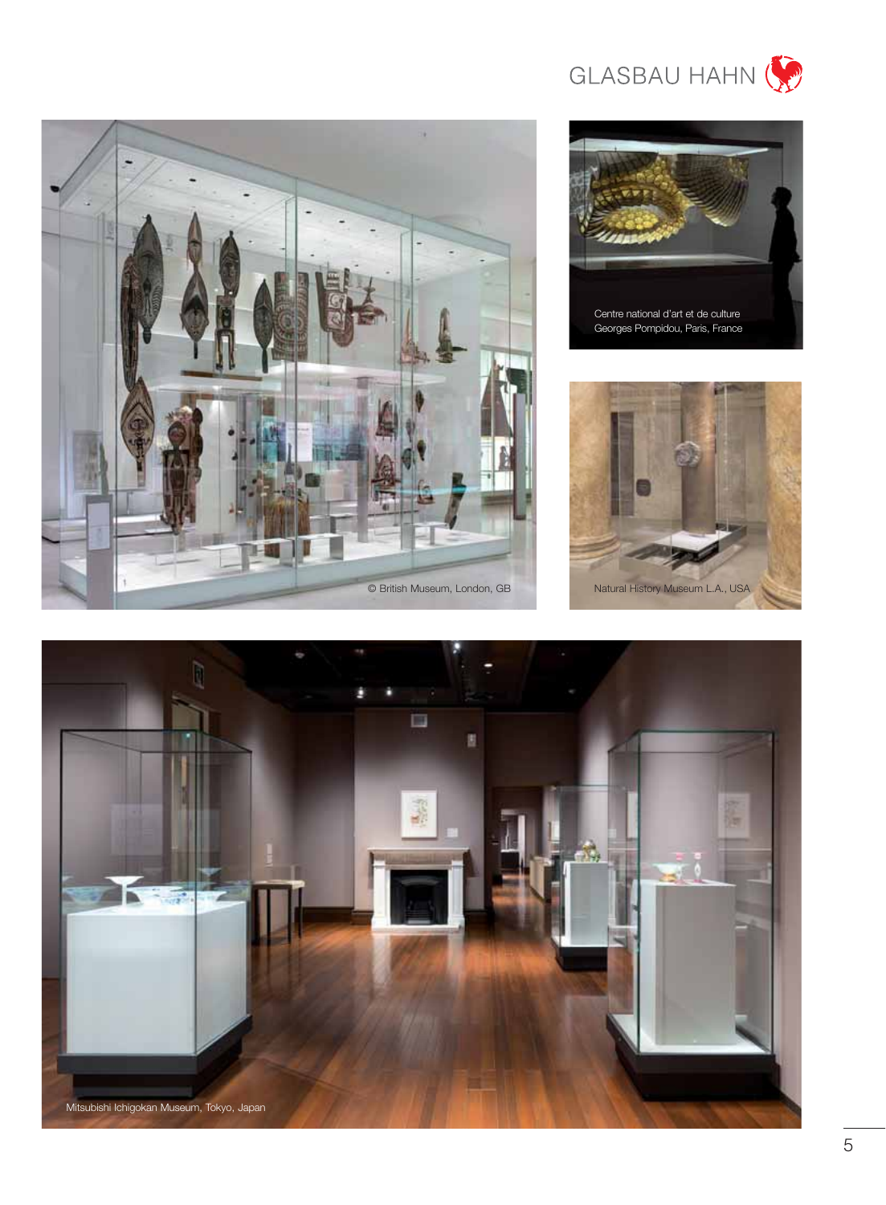GLASBAU HAHN

© British Museum, London, GB

Centre national d'art et de culture Georges Pompidou, Paris, France

Natural History Museum L.A., USA

Mitsubishi Ichigokan Museum, Tokyo, Japan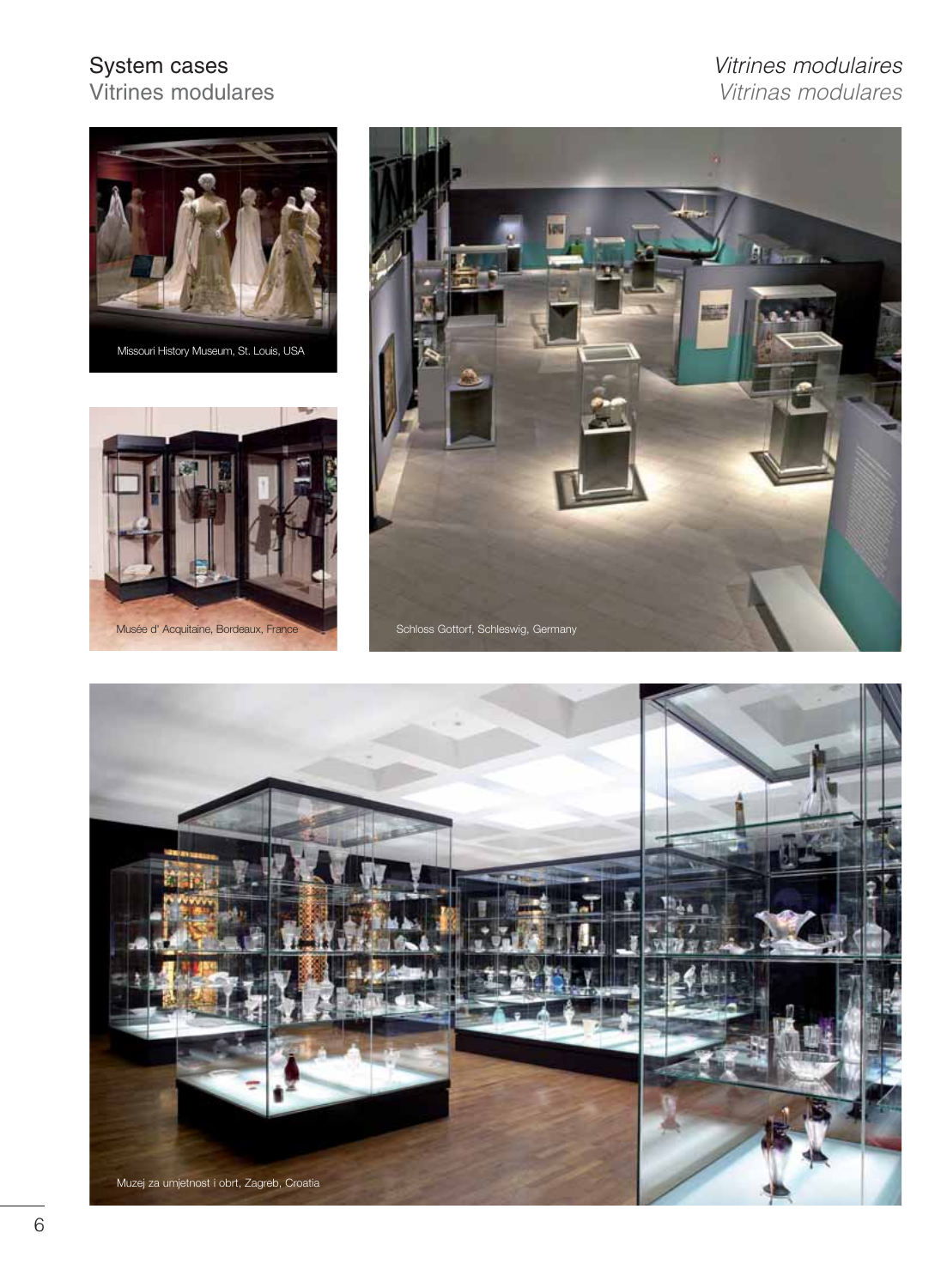# System cases
## Vitrines modulares

# *Vitrines modulaires*
## *Vitrinas modulares*

Missouri History Museum, St. Louis, USA

Musée d' Acquitaine, Bordeaux, France

Schloss Gottorf, Schleswig, Germany

Muzej za umjetnost i obrt, Zagreb, Croatia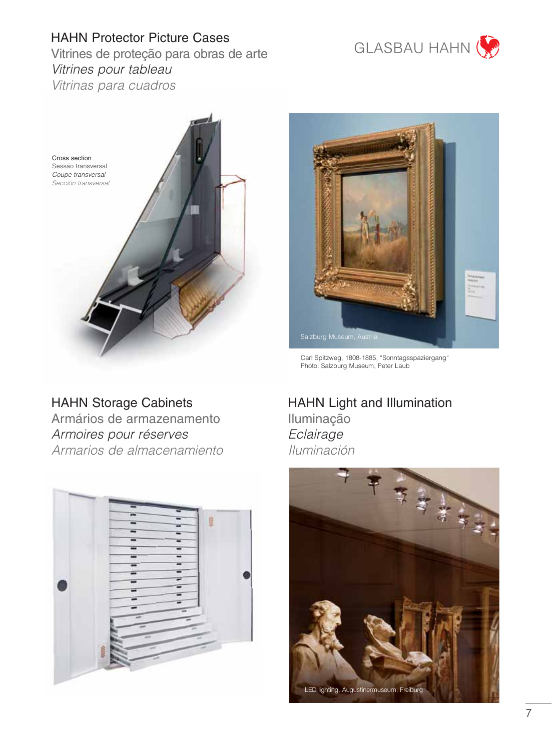## HAHN Protector Picture Cases

Vitrines de proteção para obras de arte

*Vitrines pour tableau*

*Vitrinas para cuadros*

GLASBAU HAHN

Cross section
Sessão transversal
*Coupe transversal*
*Sección transversal*

Salzburg Museum, Austria

Carl Spitzweg, 1808-1885, "Sonntagsspaziergang"
Photo: Salzburg Museum, Peter Laub

## HAHN Storage Cabinets

Armários de armazenamento

*Armoires pour réserves*

*Armarios de almacenamiento*

## HAHN Light and Illumination

Iluminação

*Eclairage*

*Iluminación*

LED lighting, Augustinermuseum, Freiburg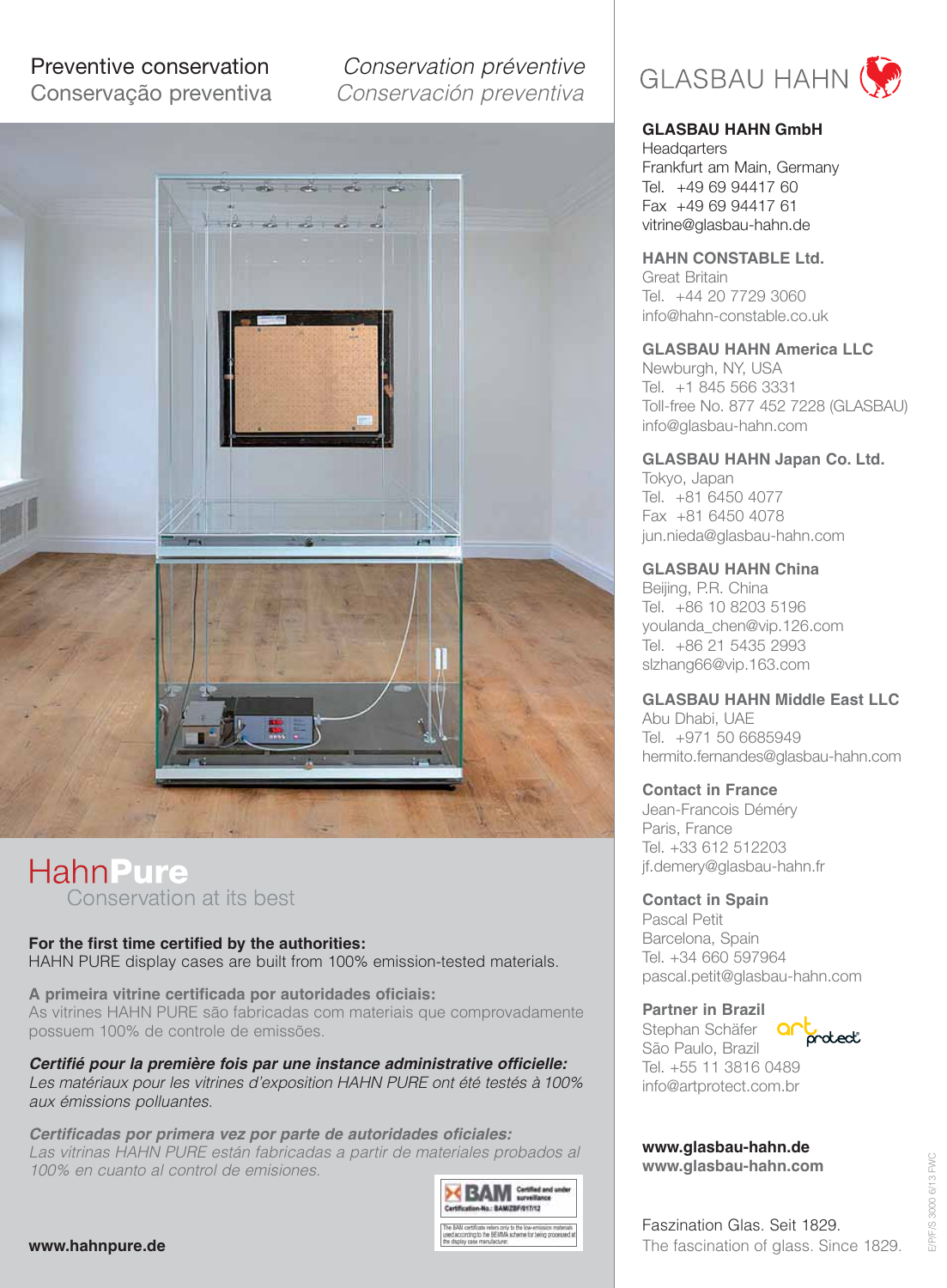Preventive conservation
Conservação preventiva

*Conservation préventive*
*Conservación preventiva*

# HahnPure

Conservation at its best

**For the first time certified by the authorities:**
HAHN PURE display cases are built from 100% emission-tested materials.

**A primeira vitrine certificada por autoridades oficiais:**
As vitrines HAHN PURE são fabricadas com materiais que comprovadamente possuem 100% de controle de emissões.

***Certifié pour la première fois par une instance administrative officielle:***
*Les matériaux pour les vitrines d'exposition HAHN PURE ont été testés à 100% aux émissions polluantes.*

***Certificadas por primera vez por parte de autoridades oficiales:***
*Las vitrinas HAHN PURE están fabricadas a partir de materiales probados al 100% en cuanto al control de emisiones.*

BAM Certified and under surveillance
Certification-No.: BAM/ZBF/017/12
The BAM certificate refers only to the low-emission materials used according to the BEMMA scheme for being processed at the display case manufacturer.

**www.hahnpure.de**

GLASBAU HAHN

**GLASBAU HAHN GmbH**
Headqarters
Frankfurt am Main, Germany
Tel. +49 69 94417 60
Fax +49 69 94417 61
vitrine@glasbau-hahn.de

**HAHN CONSTABLE Ltd.**
Great Britain
Tel. +44 20 7729 3060
info@hahn-constable.co.uk

**GLASBAU HAHN America LLC**
Newburgh, NY, USA
Tel. +1 845 566 3331
Toll-free No. 877 452 7228 (GLASBAU)
info@glasbau-hahn.com

**GLASBAU HAHN Japan Co. Ltd.**
Tokyo, Japan
Tel. +81 6450 4077
Fax +81 6450 4078
jun.nieda@glasbau-hahn.com

**GLASBAU HAHN China**
Beijing, P.R. China
Tel. +86 10 8203 5196
youlanda_chen@vip.126.com
Tel. +86 21 5435 2993
slzhang66@vip.163.com

**GLASBAU HAHN Middle East LLC**
Abu Dhabi, UAE
Tel. +971 50 6685949
hermito.fernandes@glasbau-hahn.com

**Contact in France**
Jean-Francois Déméry
Paris, France
Tel. +33 612 512203
jf.demery@glasbau-hahn.fr

**Contact in Spain**
Pascal Petit
Barcelona, Spain
Tel. +34 660 597964
pascal.petit@glasbau-hahn.com

**Partner in Brazil**
Stephan Schäfer
São Paulo, Brazil
Tel. +55 11 3816 0489
info@artprotect.com.br

art protect

**www.glasbau-hahn.de**
**www.glasbau-hahn.com**

Faszination Glas. Seit 1829.
The fascination of glass. Since 1829.

E/P/F/S 3000 6/13 FWC